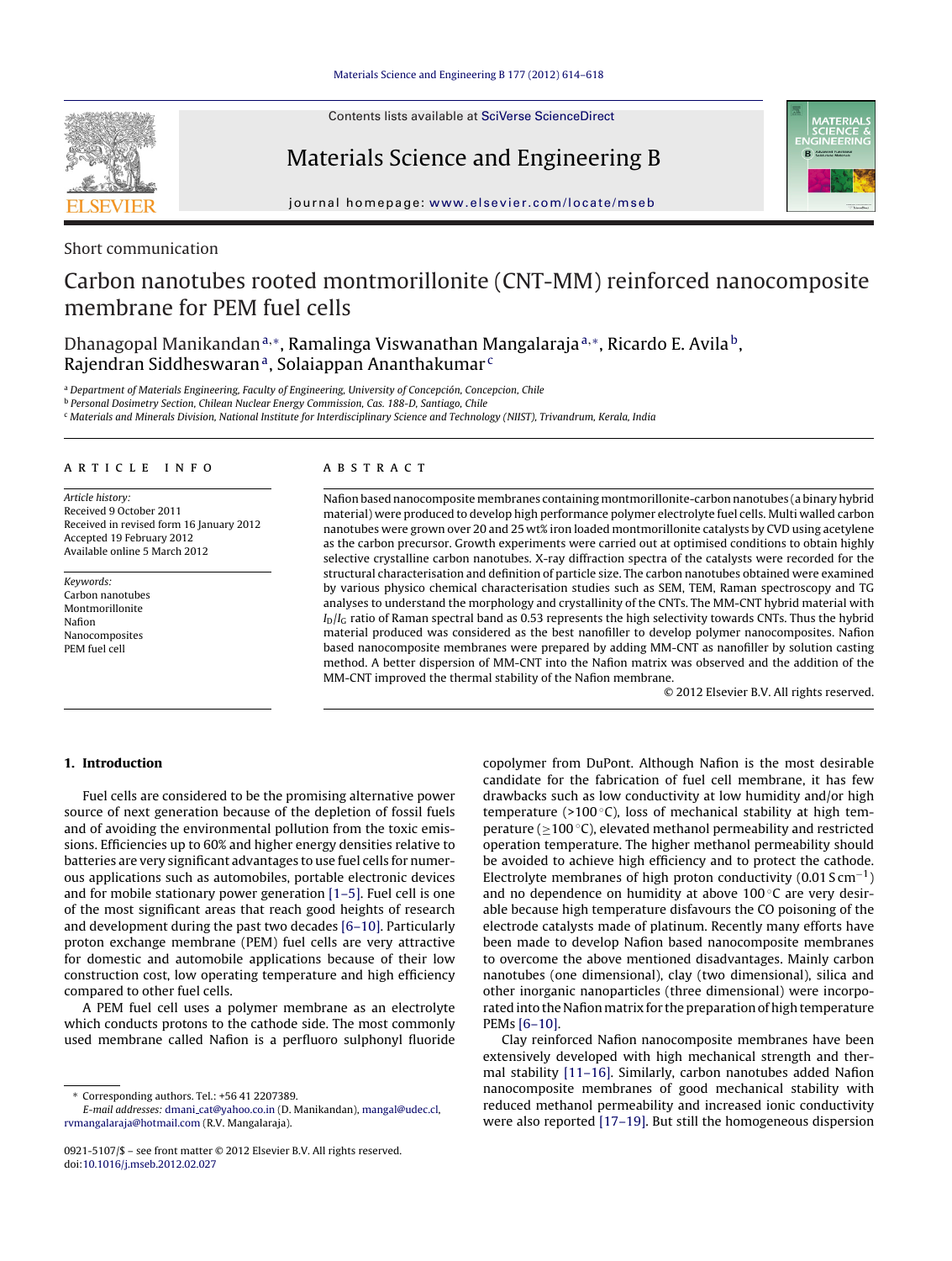Short communication

# Carbon nanotubes rooted montmorillonite (CNT-MM) reinforced nanocomposite membrane for PEM fuel cells

Dhanagopal Manikandan[a,*], Ramalinga Viswanathan Mangalaraja[a,*], Ricardo E. Avila[b], Rajendran Siddheswaran[a], Solaiappan Ananthakumar[c]

[a] Department of Materials Engineering, Faculty of Engineering, University of Concepción, Concepcion, Chile
[b] Personal Dosimetry Section, Chilean Nuclear Energy Commission, Cas. 188-D, Santiago, Chile
[c] Materials and Minerals Division, National Institute for Interdisciplinary Science and Technology (NIIST), Trivandrum, Kerala, India

## ARTICLE INFO

*Article history:*
Received 9 October 2011
Received in revised form 16 January 2012
Accepted 19 February 2012
Available online 5 March 2012

*Keywords:*
Carbon nanotubes
Montmorillonite
Nafion
Nanocomposites
PEM fuel cell

## ABSTRACT

Nafion based nanocomposite membranes containing montmorillonite-carbon nanotubes (a binary hybrid material) were produced to develop high performance polymer electrolyte fuel cells. Multi walled carbon nanotubes were grown over 20 and 25 wt% iron loaded montmorillonite catalysts by CVD using acetylene as the carbon precursor. Growth experiments were carried out at optimised conditions to obtain highly selective crystalline carbon nanotubes. X-ray diffraction spectra of the catalysts were recorded for the structural characterisation and definition of particle size. The carbon nanotubes obtained were examined by various physico chemical characterisation studies such as SEM, TEM, Raman spectroscopy and TG analyses to understand the morphology and crystallinity of the CNTs. The MM-CNT hybrid material with $I_D/I_G$ ratio of Raman spectral band as 0.53 represents the high selectivity towards CNTs. Thus the hybrid material produced was considered as the best nanofiller to develop polymer nanocomposites. Nafion based nanocomposite membranes were prepared by adding MM-CNT as nanofiller by solution casting method. A better dispersion of MM-CNT into the Nafion matrix was observed and the addition of the MM-CNT improved the thermal stability of the Nafion membrane.

© 2012 Elsevier B.V. All rights reserved.

## 1. Introduction

Fuel cells are considered to be the promising alternative power source of next generation because of the depletion of fossil fuels and of avoiding the environmental pollution from the toxic emissions. Efficiencies up to 60% and higher energy densities relative to batteries are very significant advantages to use fuel cells for numerous applications such as automobiles, portable electronic devices and for mobile stationary power generation [1–5]. Fuel cell is one of the most significant areas that reach good heights of research and development during the past two decades [6–10]. Particularly proton exchange membrane (PEM) fuel cells are very attractive for domestic and automobile applications because of their low construction cost, low operating temperature and high efficiency compared to other fuel cells.

A PEM fuel cell uses a polymer membrane as an electrolyte which conducts protons to the cathode side. The most commonly used membrane called Nafion is a perfluoro sulphonyl fluoride copolymer from DuPont. Although Nafion is the most desirable candidate for the fabrication of fuel cell membrane, it has few drawbacks such as low conductivity at low humidity and/or high temperature (>100 °C), loss of mechanical stability at high temperature (≥100 °C), elevated methanol permeability and restricted operation temperature. The higher methanol permeability should be avoided to achieve high efficiency and to protect the cathode. Electrolyte membranes of high proton conductivity (0.01 S $cm^{-1}$) and no dependence on humidity at above 100 °C are very desirable because high temperature disfavours the CO poisoning of the electrode catalysts made of platinum. Recently many efforts have been made to develop Nafion based nanocomposite membranes to overcome the above mentioned disadvantages. Mainly carbon nanotubes (one dimensional), clay (two dimensional), silica and other inorganic nanoparticles (three dimensional) were incorporated into the Nafion matrix for the preparation of high temperature PEMs [6–10].

Clay reinforced Nafion nanocomposite membranes have been extensively developed with high mechanical strength and thermal stability [11–16]. Similarly, carbon nanotubes added Nafion nanocomposite membranes of good mechanical stability with reduced methanol permeability and increased ionic conductivity were also reported [17–19]. But still the homogeneous dispersion

* Corresponding authors. Tel.: +56 41 2207389.
*E-mail addresses:* dmani_cat@yahoo.co.in (D. Manikandan), mangal@udec.cl, rvmangalaraja@hotmail.com (R.V. Mangalaraja).

0921-5107/$ – see front matter © 2012 Elsevier B.V. All rights reserved.
doi:10.1016/j.mseb.2012.02.027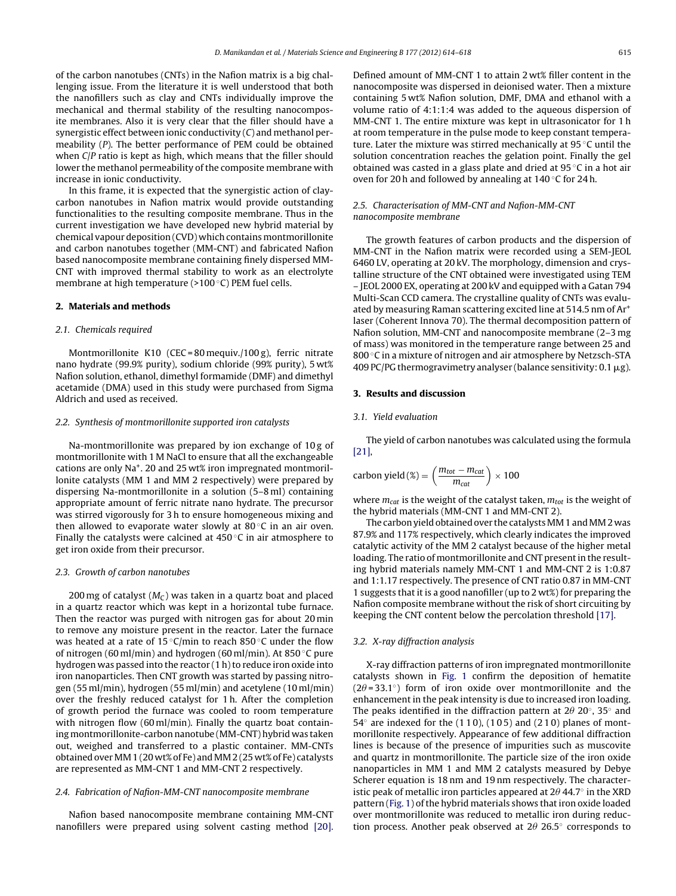of the carbon nanotubes (CNTs) in the Nafion matrix is a big challenging issue. From the literature it is well understood that both the nanofillers such as clay and CNTs individually improve the mechanical and thermal stability of the resulting nanocomposite membranes. Also it is very clear that the filler should have a synergistic effect between ionic conductivity (*C*) and methanol permeability (*P*). The better performance of PEM could be obtained when *C*/*P* ratio is kept as high, which means that the filler should lower the methanol permeability of the composite membrane with increase in ionic conductivity.

In this frame, it is expected that the synergistic action of clay-carbon nanotubes in Nafion matrix would provide outstanding functionalities to the resulting composite membrane. Thus in the current investigation we have developed new hybrid material by chemical vapour deposition (CVD) which contains montmorillonite and carbon nanotubes together (MM-CNT) and fabricated Nafion based nanocomposite membrane containing finely dispersed MM-CNT with improved thermal stability to work as an electrolyte membrane at high temperature (>100 °C) PEM fuel cells.

## 2. Materials and methods

### 2.1. Chemicals required

Montmorillonite K10 (CEC = 80 mequiv./100 g), ferric nitrate nano hydrate (99.9% purity), sodium chloride (99% purity), 5 wt% Nafion solution, ethanol, dimethyl formamide (DMF) and dimethyl acetamide (DMA) used in this study were purchased from Sigma Aldrich and used as received.

### 2.2. Synthesis of montmorillonite supported iron catalysts

Na-montmorillonite was prepared by ion exchange of 10 g of montmorillonite with 1 M NaCl to ensure that all the exchangeable cations are only $Na^+$. 20 and 25 wt% iron impregnated montmorillonite catalysts (MM 1 and MM 2 respectively) were prepared by dispersing Na-montmorillonite in a solution (5–8 ml) containing appropriate amount of ferric nitrate nano hydrate. The precursor was stirred vigorously for 3 h to ensure homogeneous mixing and then allowed to evaporate water slowly at 80 °C in an air oven. Finally the catalysts were calcined at 450 °C in air atmosphere to get iron oxide from their precursor.

### 2.3. Growth of carbon nanotubes

200 mg of catalyst ($M_C$) was taken in a quartz boat and placed in a quartz reactor which was kept in a horizontal tube furnace. Then the reactor was purged with nitrogen gas for about 20 min to remove any moisture present in the reactor. Later the furnace was heated at a rate of 15 °C/min to reach 850 °C under the flow of nitrogen (60 ml/min) and hydrogen (60 ml/min). At 850 °C pure hydrogen was passed into the reactor (1 h) to reduce iron oxide into iron nanoparticles. Then CNT growth was started by passing nitrogen (55 ml/min), hydrogen (55 ml/min) and acetylene (10 ml/min) over the freshly reduced catalyst for 1 h. After the completion of growth period the furnace was cooled to room temperature with nitrogen flow (60 ml/min). Finally the quartz boat containing montmorillonite-carbon nanotube (MM-CNT) hybrid was taken out, weighed and transferred to a plastic container. MM-CNTs obtained over MM 1 (20 wt% of Fe) and MM 2 (25 wt% of Fe) catalysts are represented as MM-CNT 1 and MM-CNT 2 respectively.

### 2.4. Fabrication of Nafion-MM-CNT nanocomposite membrane

Nafion based nanocomposite membrane containing MM-CNT nanofillers were prepared using solvent casting method [20]. Defined amount of MM-CNT 1 to attain 2 wt% filler content in the nanocomposite was dispersed in deionised water. Then a mixture containing 5 wt% Nafion solution, DMF, DMA and ethanol with a volume ratio of 4:1:1:4 was added to the aqueous dispersion of MM-CNT 1. The entire mixture was kept in ultrasonicator for 1 h at room temperature in the pulse mode to keep constant temperature. Later the mixture was stirred mechanically at 95 °C until the solution concentration reaches the gelation point. Finally the gel obtained was casted in a glass plate and dried at 95 °C in a hot air oven for 20 h and followed by annealing at 140 °C for 24 h.

### 2.5. Characterisation of MM-CNT and Nafion-MM-CNT nanocomposite membrane

The growth features of carbon products and the dispersion of MM-CNT in the Nafion matrix were recorded using a SEM-JEOL 6460 LV, operating at 20 kV. The morphology, dimension and crystalline structure of the CNT obtained were investigated using TEM – JEOL 2000 EX, operating at 200 kV and equipped with a Gatan 794 Multi-Scan CCD camera. The crystalline quality of CNTs was evaluated by measuring Raman scattering excited line at 514.5 nm of $Ar^+$ laser (Coherent Innova 70). The thermal decomposition pattern of Nafion solution, MM-CNT and nanocomposite membrane (2–3 mg of mass) was monitored in the temperature range between 25 and 800 °C in a mixture of nitrogen and air atmosphere by Netzsch-STA 409 PC/PG thermogravimetry analyser (balance sensitivity: 0.1 μg).

## 3. Results and discussion

### 3.1. Yield evaluation

The yield of carbon nanotubes was calculated using the formula [21],

$$\text{carbon yield}\,(\%) = \left(\frac{m_{tot} - m_{cat}}{m_{cat}}\right) \times 100$$

where $m_{cat}$ is the weight of the catalyst taken, $m_{tot}$ is the weight of the hybrid materials (MM-CNT 1 and MM-CNT 2).

The carbon yield obtained over the catalysts MM 1 and MM 2 was 87.9% and 117% respectively, which clearly indicates the improved catalytic activity of the MM 2 catalyst because of the higher metal loading. The ratio of montmorillonite and CNT present in the resulting hybrid materials namely MM-CNT 1 and MM-CNT 2 is 1:0.87 and 1:1.17 respectively. The presence of CNT ratio 0.87 in MM-CNT 1 suggests that it is a good nanofiller (up to 2 wt%) for preparing the Nafion composite membrane without the risk of short circuiting by keeping the CNT content below the percolation threshold [17].

### 3.2. X-ray diffraction analysis

X-ray diffraction patterns of iron impregnated montmorillonite catalysts shown in Fig. 1 confirm the deposition of hematite ($2\theta = 33.1°$) form of iron oxide over montmorillonite and the enhancement in the peak intensity is due to increased iron loading. The peaks identified in the diffraction pattern at $2\theta$ 20°, 35° and 54° are indexed for the (1 1 0), (1 0 5) and (2 1 0) planes of montmorillonite respectively. Appearance of few additional diffraction lines is because of the presence of impurities such as muscovite and quartz in montmorillonite. The particle size of the iron oxide nanoparticles in MM 1 and MM 2 catalysts measured by Debye Scherer equation is 18 nm and 19 nm respectively. The characteristic peak of metallic iron particles appeared at $2\theta$ 44.7° in the XRD pattern (Fig. 1) of the hybrid materials shows that iron oxide loaded over montmorillonite was reduced to metallic iron during reduction process. Another peak observed at $2\theta$ 26.5° corresponds to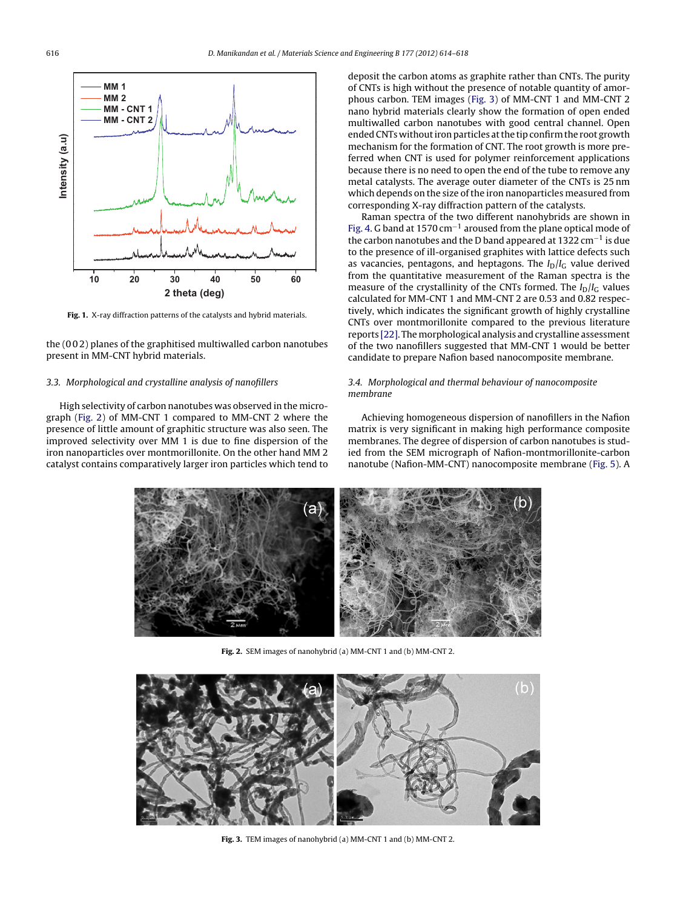Fig. 1. X-ray diffraction patterns of the catalysts and hybrid materials.

the (0 0 2) planes of the graphitised multiwalled carbon nanotubes present in MM-CNT hybrid materials.

### 3.3. Morphological and crystalline analysis of nanofillers

High selectivity of carbon nanotubes was observed in the micrograph (Fig. 2) of MM-CNT 1 compared to MM-CNT 2 where the presence of little amount of graphitic structure was also seen. The improved selectivity over MM 1 is due to fine dispersion of the iron nanoparticles over montmorillonite. On the other hand MM 2 catalyst contains comparatively larger iron particles which tend to deposit the carbon atoms as graphite rather than CNTs. The purity of CNTs is high without the presence of notable quantity of amorphous carbon. TEM images (Fig. 3) of MM-CNT 1 and MM-CNT 2 nano hybrid materials clearly show the formation of open ended multiwalled carbon nanotubes with good central channel. Open ended CNTs without iron particles at the tip confirm the root growth mechanism for the formation of CNT. The root growth is more preferred when CNT is used for polymer reinforcement applications because there is no need to open the end of the tube to remove any metal catalysts. The average outer diameter of the CNTs is 25 nm which depends on the size of the iron nanoparticles measured from corresponding X-ray diffraction pattern of the catalysts.

Raman spectra of the two different nanohybrids are shown in Fig. 4. G band at 1570 cm$^{-1}$ aroused from the plane optical mode of the carbon nanotubes and the D band appeared at 1322 cm$^{-1}$ is due to the presence of ill-organised graphites with lattice defects such as vacancies, pentagons, and heptagons. The $I_D/I_G$ value derived from the quantitative measurement of the Raman spectra is the measure of the crystallinity of the CNTs formed. The $I_D/I_G$ values calculated for MM-CNT 1 and MM-CNT 2 are 0.53 and 0.82 respectively, which indicates the significant growth of highly crystalline CNTs over montmorillonite compared to the previous literature reports [22]. The morphological analysis and crystalline assessment of the two nanofillers suggested that MM-CNT 1 would be better candidate to prepare Nafion based nanocomposite membrane.

### 3.4. Morphological and thermal behaviour of nanocomposite membrane

Achieving homogeneous dispersion of nanofillers in the Nafion matrix is very significant in making high performance composite membranes. The degree of dispersion of carbon nanotubes is studied from the SEM micrograph of Nafion-montmorillonite-carbon nanotube (Nafion-MM-CNT) nanocomposite membrane (Fig. 5). A

Fig. 2. SEM images of nanohybrid (a) MM-CNT 1 and (b) MM-CNT 2.

Fig. 3. TEM images of nanohybrid (a) MM-CNT 1 and (b) MM-CNT 2.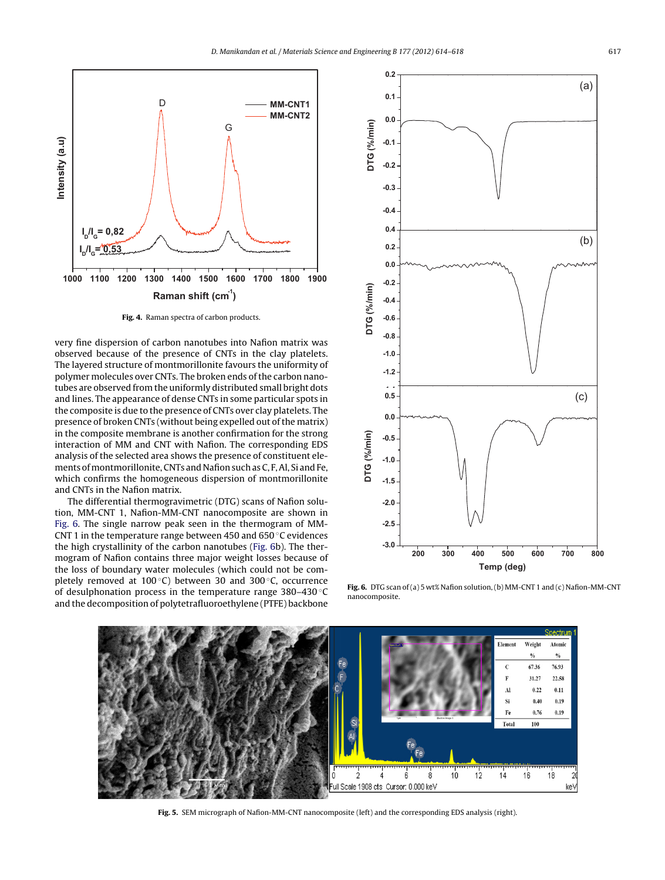Fig. 4. Raman spectra of carbon products.

very fine dispersion of carbon nanotubes into Nafion matrix was observed because of the presence of CNTs in the clay platelets. The layered structure of montmorillonite favours the uniformity of polymer molecules over CNTs. The broken ends of the carbon nanotubes are observed from the uniformly distributed small bright dots and lines. The appearance of dense CNTs in some particular spots in the composite is due to the presence of CNTs over clay platelets. The presence of broken CNTs (without being expelled out of the matrix) in the composite membrane is another confirmation for the strong interaction of MM and CNT with Nafion. The corresponding EDS analysis of the selected area shows the presence of constituent elements of montmorillonite, CNTs and Nafion such as C, F, Al, Si and Fe, which confirms the homogeneous dispersion of montmorillonite and CNTs in the Nafion matrix.

The differential thermogravimetric (DTG) scans of Nafion solution, MM-CNT 1, Nafion-MM-CNT nanocomposite are shown in Fig. 6. The single narrow peak seen in the thermogram of MM-CNT 1 in the temperature range between 450 and 650 °C evidences the high crystallinity of the carbon nanotubes (Fig. 6b). The thermogram of Nafion contains three major weight losses because of the loss of boundary water molecules (which could not be completely removed at 100 °C) between 30 and 300 °C, occurrence of desulphonation process in the temperature range 380–430 °C and the decomposition of polytetrafluoroethylene (PTFE) backbone

Fig. 6. DTG scan of (a) 5 wt% Nafion solution, (b) MM-CNT 1 and (c) Nafion-MM-CNT nanocomposite.

| Element | Weight % | Atomic % |
|---|---|---|
| C | 67.36 | 76.93 |
| F | 31.27 | 22.58 |
| Al | 0.22 | 0.11 |
| Si | 0.40 | 0.19 |
| Fe | 0.76 | 0.19 |
| Total | 100 | |

Fig. 5. SEM micrograph of Nafion-MM-CNT nanocomposite (left) and the corresponding EDS analysis (right).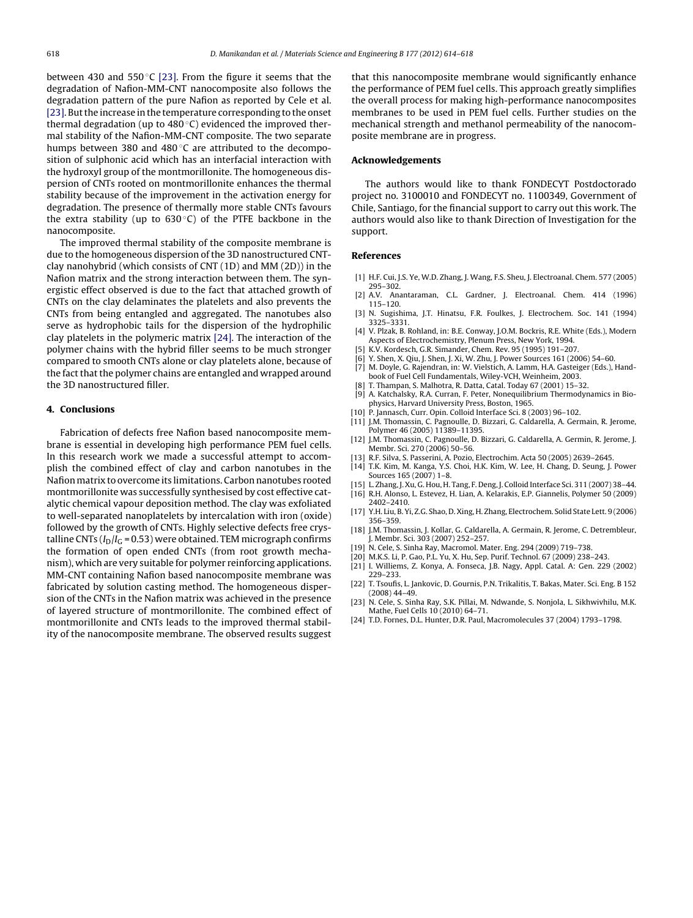between 430 and 550 °C [23]. From the figure it seems that the degradation of Nafion-MM-CNT nanocomposite also follows the degradation pattern of the pure Nafion as reported by Cele et al. [23]. But the increase in the temperature corresponding to the onset thermal degradation (up to 480 °C) evidenced the improved thermal stability of the Nafion-MM-CNT composite. The two separate humps between 380 and 480 °C are attributed to the decomposition of sulphonic acid which has an interfacial interaction with the hydroxyl group of the montmorillonite. The homogeneous dispersion of CNTs rooted on montmorillonite enhances the thermal stability because of the improvement in the activation energy for degradation. The presence of thermally more stable CNTs favours the extra stability (up to 630 °C) of the PTFE backbone in the nanocomposite.

The improved thermal stability of the composite membrane is due to the homogeneous dispersion of the 3D nanostructured CNT-clay nanohybrid (which consists of CNT (1D) and MM (2D)) in the Nafion matrix and the strong interaction between them. The synergistic effect observed is due to the fact that attached growth of CNTs on the clay delaminates the platelets and also prevents the CNTs from being entangled and aggregated. The nanotubes also serve as hydrophobic tails for the dispersion of the hydrophilic clay platelets in the polymeric matrix [24]. The interaction of the polymer chains with the hybrid filler seems to be much stronger compared to smooth CNTs alone or clay platelets alone, because of the fact that the polymer chains are entangled and wrapped around the 3D nanostructured filler.

## 4. Conclusions

Fabrication of defects free Nafion based nanocomposite membrane is essential in developing high performance PEM fuel cells. In this research work we made a successful attempt to accomplish the combined effect of clay and carbon nanotubes in the Nafion matrix to overcome its limitations. Carbon nanotubes rooted montmorillonite was successfully synthesised by cost effective catalytic chemical vapour deposition method. The clay was exfoliated to well-separated nanoplatelets by intercalation with iron (oxide) followed by the growth of CNTs. Highly selective defects free crystalline CNTs ($I_D/I_G = 0.53$) were obtained. TEM micrograph confirms the formation of open ended CNTs (from root growth mechanism), which are very suitable for polymer reinforcing applications. MM-CNT containing Nafion based nanocomposite membrane was fabricated by solution casting method. The homogeneous dispersion of the CNTs in the Nafion matrix was achieved in the presence of layered structure of montmorillonite. The combined effect of montmorillonite and CNTs leads to the improved thermal stability of the nanocomposite membrane. The observed results suggest that this nanocomposite membrane would significantly enhance the performance of PEM fuel cells. This approach greatly simplifies the overall process for making high-performance nanocomposites membranes to be used in PEM fuel cells. Further studies on the mechanical strength and methanol permeability of the nanocomposite membrane are in progress.

## Acknowledgements

The authors would like to thank FONDECYT Postdoctorado project no. 3100010 and FONDECYT no. 1100349, Government of Chile, Santiago, for the financial support to carry out this work. The authors would also like to thank Direction of Investigation for the support.

## References

[1] H.F. Cui, J.S. Ye, W.D. Zhang, J. Wang, F.S. Sheu, J. Electroanal. Chem. 577 (2005) 295–302.
[2] A.V. Anantaraman, C.L. Gardner, J. Electroanal. Chem. 414 (1996) 115–120.
[3] N. Sugishima, J.T. Hinatsu, F.R. Foulkes, J. Electrochem. Soc. 141 (1994) 3325–3331.
[4] V. Plzak, B. Rohland, in: B.E. Conway, J.O.M. Bockris, R.E. White (Eds.), Modern Aspects of Electrochemistry, Plenum Press, New York, 1994.
[5] K.V. Kordesch, G.R. Simander, Chem. Rev. 95 (1995) 191–207.
[6] Y. Shen, X. Qiu, J. Shen, J. Xi, W. Zhu, J. Power Sources 161 (2006) 54–60.
[7] M. Doyle, G. Rajendran, in: W. Vielstich, A. Lamm, H.A. Gasteiger (Eds.), Handbook of Fuel Cell Fundamentals, Wiley-VCH, Weinheim, 2003.
[8] T. Thampan, S. Malhotra, R. Datta, Catal. Today 67 (2001) 15–32.
[9] A. Katchalsky, R.A. Curran, F. Peter, Nonequilibrium Thermodynamics in Biophysics, Harvard University Press, Boston, 1965.
[10] P. Jannasch, Curr. Opin. Colloid Interface Sci. 8 (2003) 96–102.
[11] J.M. Thomassin, C. Pagnoulle, D. Bizzari, G. Caldarella, A. Germain, R. Jerome, Polymer 46 (2005) 11389–11395.
[12] J.M. Thomassin, C. Pagnoulle, D. Bizzari, G. Caldarella, A. Germin, R. Jerome, J. Membr. Sci. 270 (2006) 50–56.
[13] R.F. Silva, S. Passerini, A. Pozio, Electrochim. Acta 50 (2005) 2639–2645.
[14] T.K. Kim, M. Kanga, Y.S. Choi, H.K. Kim, W. Lee, H. Chang, D. Seung, J. Power Sources 165 (2007) 1–8.
[15] L. Zhang, J. Xu, G. Hou, H. Tang, F. Deng, J. Colloid Interface Sci. 311 (2007) 38–44.
[16] R.H. Alonso, L. Estevez, H. Lian, A. Kelarakis, E.P. Giannelis, Polymer 50 (2009) 2402–2410.
[17] Y.H. Liu, B. Yi, Z.G. Shao, D. Xing, H. Zhang, Electrochem. Solid State Lett. 9 (2006) 356–359.
[18] J.M. Thomassin, J. Kollar, G. Caldarella, A. Germain, R. Jerome, C. Detrembleur, J. Membr. Sci. 303 (2007) 252–257.
[19] N. Cele, S. Sinha Ray, Macromol. Mater. Eng. 294 (2009) 719–738.
[20] M.K.S. Li, P. Gao, P.L. Yu, X. Hu, Sep. Purif. Technol. 67 (2009) 238–243.
[21] I. Williems, Z. Konya, A. Fonseca, J.B. Nagy, Appl. Catal. A: Gen. 229 (2002) 229–233.
[22] T. Tsoufis, L. Jankovic, D. Gournis, P.N. Trikalitis, T. Bakas, Mater. Sci. Eng. B 152 (2008) 44–49.
[23] N. Cele, S. Sinha Ray, S.K. Pillai, M. Ndwande, S. Nonjola, L. Sikhwivhilu, M.K. Mathe, Fuel Cells 10 (2010) 64–71.
[24] T.D. Fornes, D.L. Hunter, D.R. Paul, Macromolecules 37 (2004) 1793–1798.